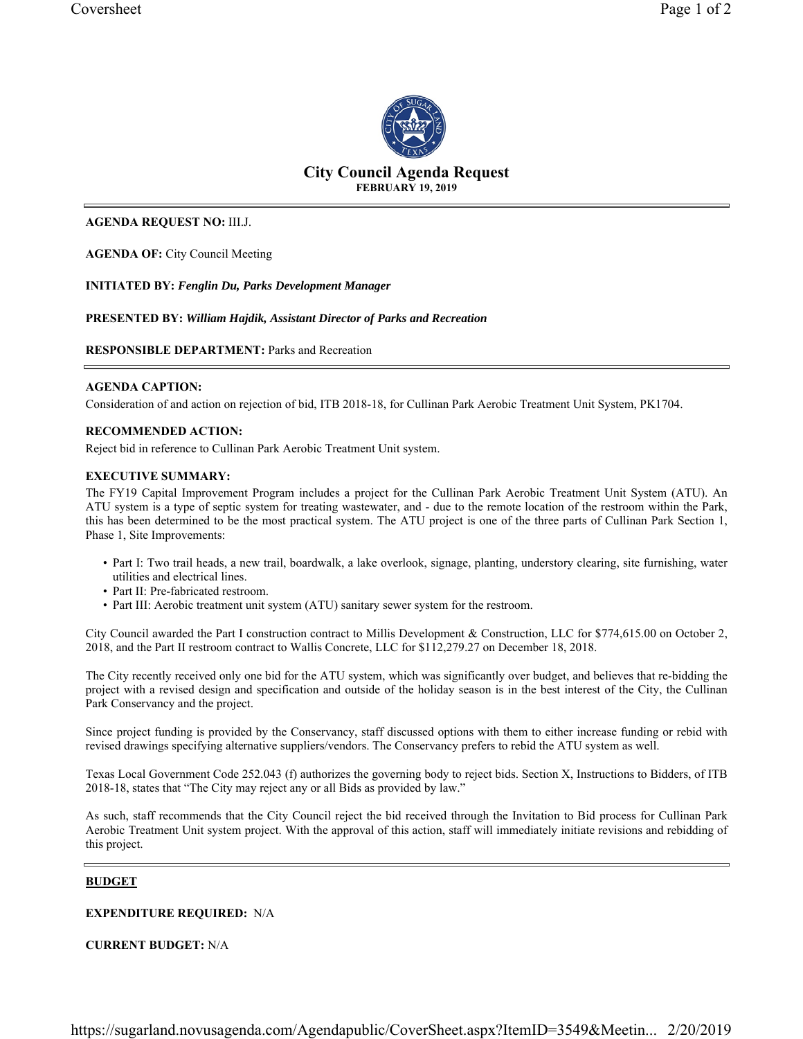# City Council Agenda Request

**FEBRUARY 19, 2019**

**AGENDA REQUEST NO:** III.J.

**AGENDA OF:** City Council Meeting

**INITIATED BY:** ***Fenglin Du, Parks Development Manager***

**PRESENTED BY:** ***William Hajdik, Assistant Director of Parks and Recreation***

**RESPONSIBLE DEPARTMENT:** Parks and Recreation

**AGENDA CAPTION:**

Consideration of and action on rejection of bid, ITB 2018-18, for Cullinan Park Aerobic Treatment Unit System, PK1704.

**RECOMMENDED ACTION:**

Reject bid in reference to Cullinan Park Aerobic Treatment Unit system.

**EXECUTIVE SUMMARY:**

The FY19 Capital Improvement Program includes a project for the Cullinan Park Aerobic Treatment Unit System (ATU). An ATU system is a type of septic system for treating wastewater, and - due to the remote location of the restroom within the Park, this has been determined to be the most practical system. The ATU project is one of the three parts of Cullinan Park Section 1, Phase 1, Site Improvements:

- Part I: Two trail heads, a new trail, boardwalk, a lake overlook, signage, planting, understory clearing, site furnishing, water utilities and electrical lines.
- Part II: Pre-fabricated restroom.
- Part III: Aerobic treatment unit system (ATU) sanitary sewer system for the restroom.

City Council awarded the Part I construction contract to Millis Development & Construction, LLC for $774,615.00 on October 2, 2018, and the Part II restroom contract to Wallis Concrete, LLC for $112,279.27 on December 18, 2018.

The City recently received only one bid for the ATU system, which was significantly over budget, and believes that re-bidding the project with a revised design and specification and outside of the holiday season is in the best interest of the City, the Cullinan Park Conservancy and the project.

Since project funding is provided by the Conservancy, staff discussed options with them to either increase funding or rebid with revised drawings specifying alternative suppliers/vendors. The Conservancy prefers to rebid the ATU system as well.

Texas Local Government Code 252.043 (f) authorizes the governing body to reject bids. Section X, Instructions to Bidders, of ITB 2018-18, states that "The City may reject any or all Bids as provided by law."

As such, staff recommends that the City Council reject the bid received through the Invitation to Bid process for Cullinan Park Aerobic Treatment Unit system project. With the approval of this action, staff will immediately initiate revisions and rebidding of this project.

**BUDGET**

**EXPENDITURE REQUIRED:** N/A

**CURRENT BUDGET:** N/A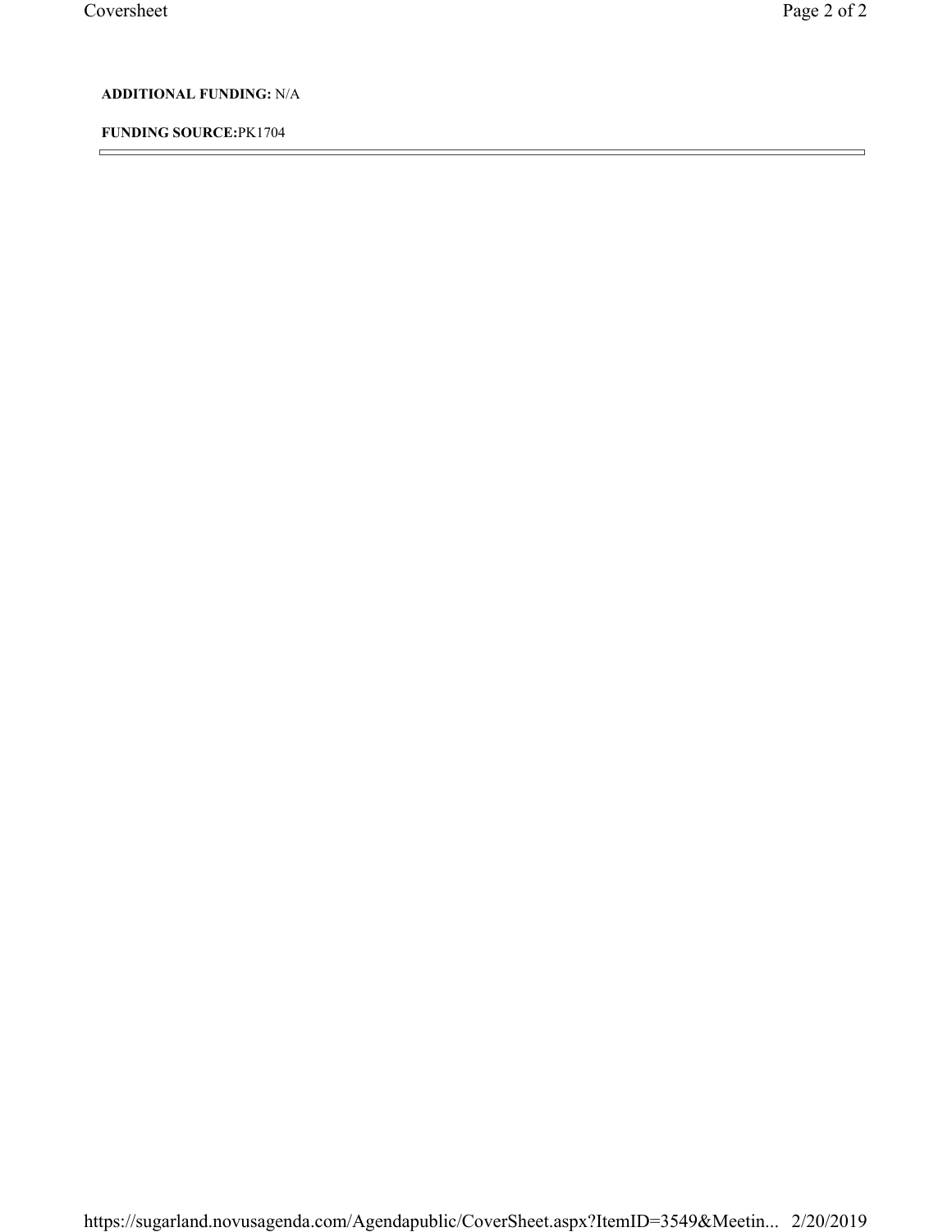**ADDITIONAL FUNDING:** N/A

**FUNDING SOURCE:**PK1704

---